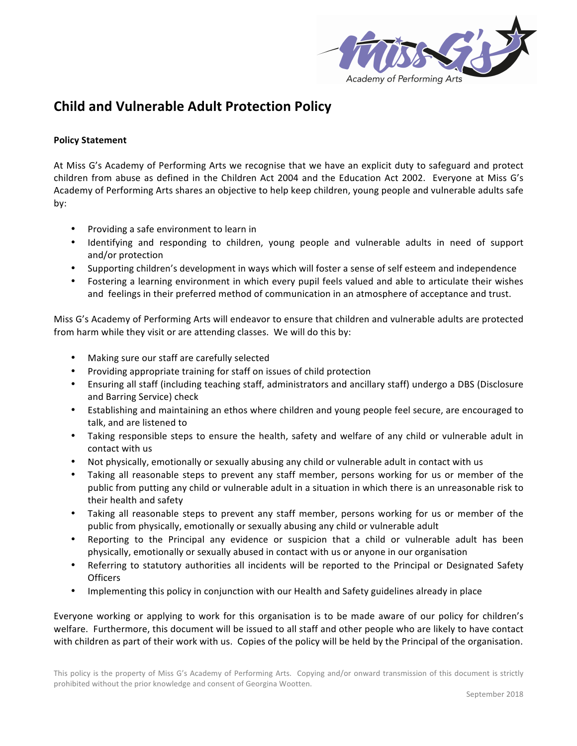# Child and Vulnerable Adult Protection Policy

**Policy Statement**

At Miss G's Academy of Performing Arts we recognise that we have an explicit duty to safeguard and protect children from abuse as defined in the Children Act 2004 and the Education Act 2002. Everyone at Miss G's Academy of Performing Arts shares an objective to help keep children, young people and vulnerable adults safe by:

- Providing a safe environment to learn in
- Identifying and responding to children, young people and vulnerable adults in need of support and/or protection
- Supporting children's development in ways which will foster a sense of self esteem and independence
- Fostering a learning environment in which every pupil feels valued and able to articulate their wishes and feelings in their preferred method of communication in an atmosphere of acceptance and trust.

Miss G's Academy of Performing Arts will endeavor to ensure that children and vulnerable adults are protected from harm while they visit or are attending classes. We will do this by:

- Making sure our staff are carefully selected
- Providing appropriate training for staff on issues of child protection
- Ensuring all staff (including teaching staff, administrators and ancillary staff) undergo a DBS (Disclosure and Barring Service) check
- Establishing and maintaining an ethos where children and young people feel secure, are encouraged to talk, and are listened to
- Taking responsible steps to ensure the health, safety and welfare of any child or vulnerable adult in contact with us
- Not physically, emotionally or sexually abusing any child or vulnerable adult in contact with us
- Taking all reasonable steps to prevent any staff member, persons working for us or member of the public from putting any child or vulnerable adult in a situation in which there is an unreasonable risk to their health and safety
- Taking all reasonable steps to prevent any staff member, persons working for us or member of the public from physically, emotionally or sexually abusing any child or vulnerable adult
- Reporting to the Principal any evidence or suspicion that a child or vulnerable adult has been physically, emotionally or sexually abused in contact with us or anyone in our organisation
- Referring to statutory authorities all incidents will be reported to the Principal or Designated Safety Officers
- Implementing this policy in conjunction with our Health and Safety guidelines already in place

Everyone working or applying to work for this organisation is to be made aware of our policy for children's welfare. Furthermore, this document will be issued to all staff and other people who are likely to have contact with children as part of their work with us. Copies of the policy will be held by the Principal of the organisation.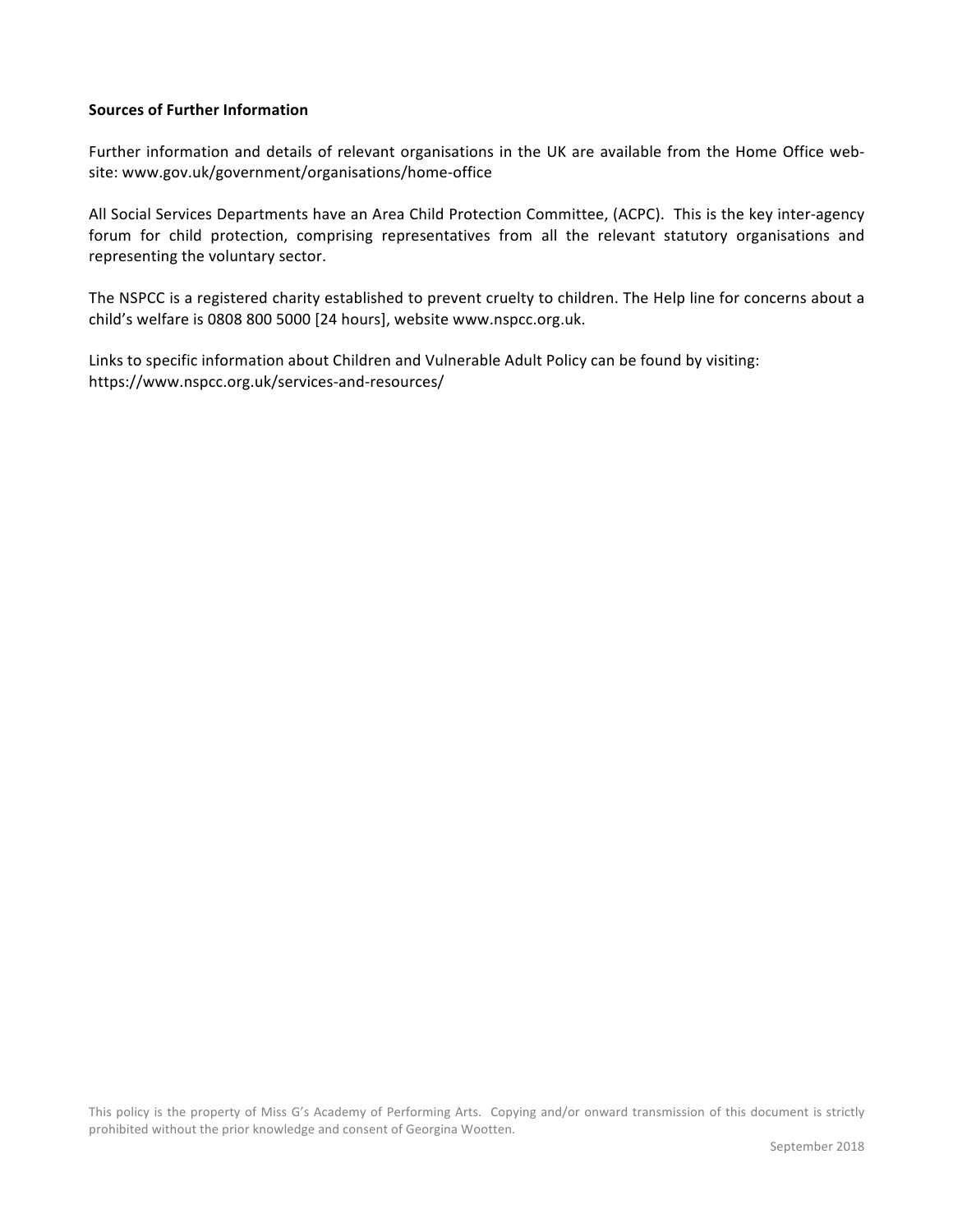**Sources of Further Information**

Further information and details of relevant organisations in the UK are available from the Home Office website: www.gov.uk/government/organisations/home-office

All Social Services Departments have an Area Child Protection Committee, (ACPC). This is the key inter-agency forum for child protection, comprising representatives from all the relevant statutory organisations and representing the voluntary sector.

The NSPCC is a registered charity established to prevent cruelty to children. The Help line for concerns about a child's welfare is 0808 800 5000 [24 hours], website www.nspcc.org.uk.

Links to specific information about Children and Vulnerable Adult Policy can be found by visiting:
https://www.nspcc.org.uk/services-and-resources/